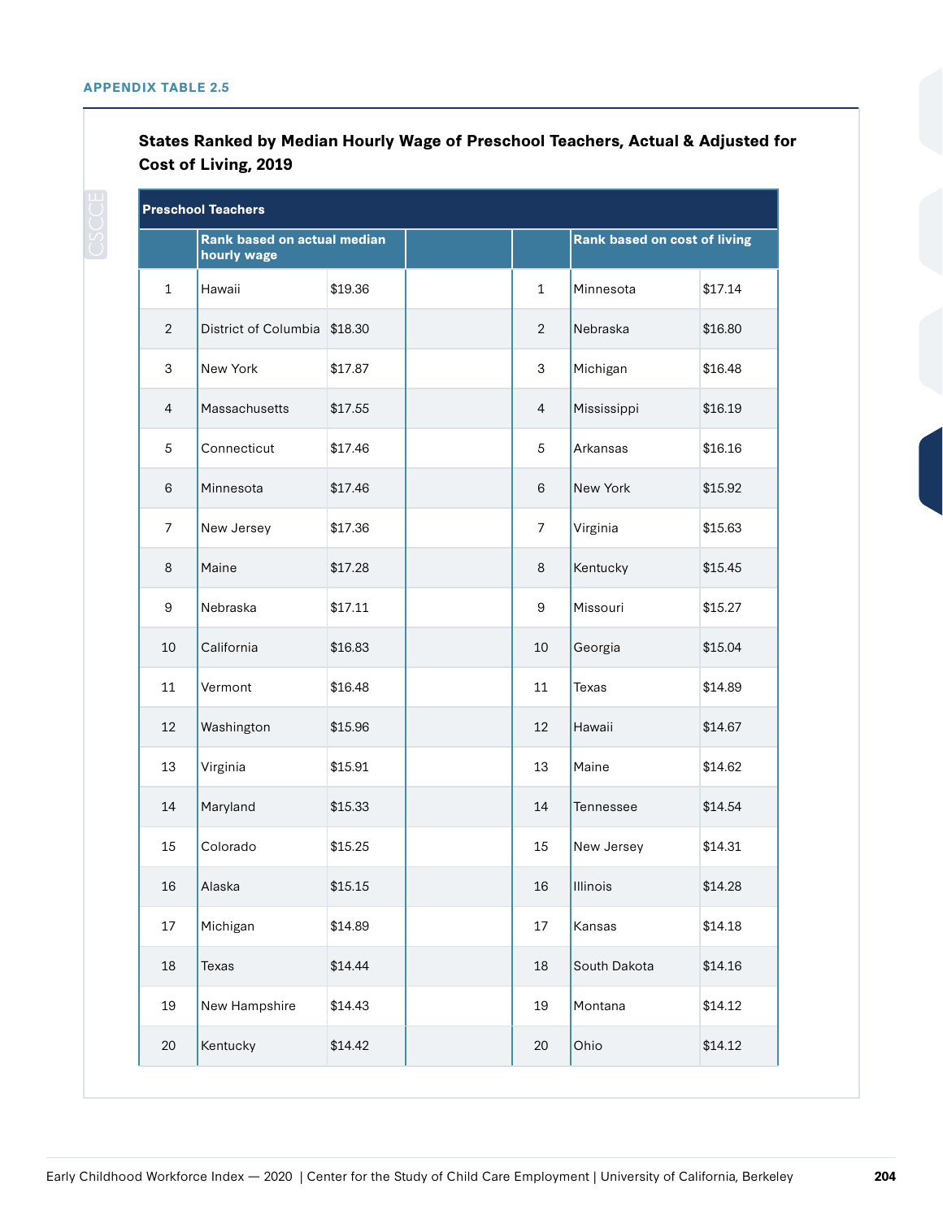**APPENDIX TABLE 2.5**

### States Ranked by Median Hourly Wage of Preschool Teachers, Actual & Adjusted for Cost of Living, 2019

| Preschool Teachers | | | | | | |
|---|---|---|---|---|---|---|
| | Rank based on actual median hourly wage | | | | Rank based on cost of living | |
| 1 | Hawaii | $19.36 | | 1 | Minnesota | $17.14 |
| 2 | District of Columbia | $18.30 | | 2 | Nebraska | $16.80 |
| 3 | New York | $17.87 | | 3 | Michigan | $16.48 |
| 4 | Massachusetts | $17.55 | | 4 | Mississippi | $16.19 |
| 5 | Connecticut | $17.46 | | 5 | Arkansas | $16.16 |
| 6 | Minnesota | $17.46 | | 6 | New York | $15.92 |
| 7 | New Jersey | $17.36 | | 7 | Virginia | $15.63 |
| 8 | Maine | $17.28 | | 8 | Kentucky | $15.45 |
| 9 | Nebraska | $17.11 | | 9 | Missouri | $15.27 |
| 10 | California | $16.83 | | 10 | Georgia | $15.04 |
| 11 | Vermont | $16.48 | | 11 | Texas | $14.89 |
| 12 | Washington | $15.96 | | 12 | Hawaii | $14.67 |
| 13 | Virginia | $15.91 | | 13 | Maine | $14.62 |
| 14 | Maryland | $15.33 | | 14 | Tennessee | $14.54 |
| 15 | Colorado | $15.25 | | 15 | New Jersey | $14.31 |
| 16 | Alaska | $15.15 | | 16 | Illinois | $14.28 |
| 17 | Michigan | $14.89 | | 17 | Kansas | $14.18 |
| 18 | Texas | $14.44 | | 18 | South Dakota | $14.16 |
| 19 | New Hampshire | $14.43 | | 19 | Montana | $14.12 |
| 20 | Kentucky | $14.42 | | 20 | Ohio | $14.12 |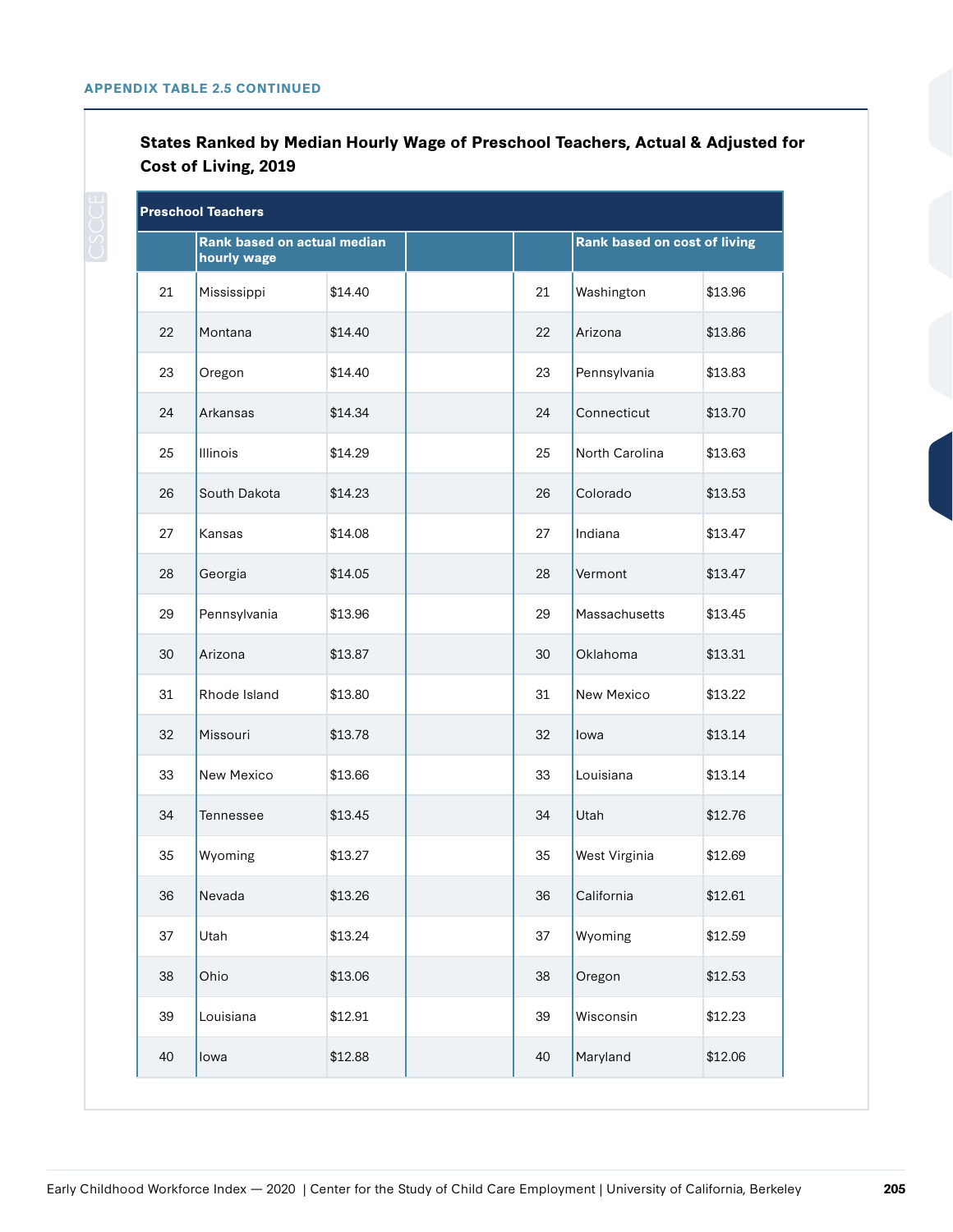**APPENDIX TABLE 2.5 CONTINUED**

### States Ranked by Median Hourly Wage of Preschool Teachers, Actual & Adjusted for Cost of Living, 2019

| Preschool Teachers | | | | | | |
|---|---|---|---|---|---|---|
| | Rank based on actual median hourly wage | | | | Rank based on cost of living | |
| 21 | Mississippi | $14.40 | | 21 | Washington | $13.96 |
| 22 | Montana | $14.40 | | 22 | Arizona | $13.86 |
| 23 | Oregon | $14.40 | | 23 | Pennsylvania | $13.83 |
| 24 | Arkansas | $14.34 | | 24 | Connecticut | $13.70 |
| 25 | Illinois | $14.29 | | 25 | North Carolina | $13.63 |
| 26 | South Dakota | $14.23 | | 26 | Colorado | $13.53 |
| 27 | Kansas | $14.08 | | 27 | Indiana | $13.47 |
| 28 | Georgia | $14.05 | | 28 | Vermont | $13.47 |
| 29 | Pennsylvania | $13.96 | | 29 | Massachusetts | $13.45 |
| 30 | Arizona | $13.87 | | 30 | Oklahoma | $13.31 |
| 31 | Rhode Island | $13.80 | | 31 | New Mexico | $13.22 |
| 32 | Missouri | $13.78 | | 32 | Iowa | $13.14 |
| 33 | New Mexico | $13.66 | | 33 | Louisiana | $13.14 |
| 34 | Tennessee | $13.45 | | 34 | Utah | $12.76 |
| 35 | Wyoming | $13.27 | | 35 | West Virginia | $12.69 |
| 36 | Nevada | $13.26 | | 36 | California | $12.61 |
| 37 | Utah | $13.24 | | 37 | Wyoming | $12.59 |
| 38 | Ohio | $13.06 | | 38 | Oregon | $12.53 |
| 39 | Louisiana | $12.91 | | 39 | Wisconsin | $12.23 |
| 40 | Iowa | $12.88 | | 40 | Maryland | $12.06 |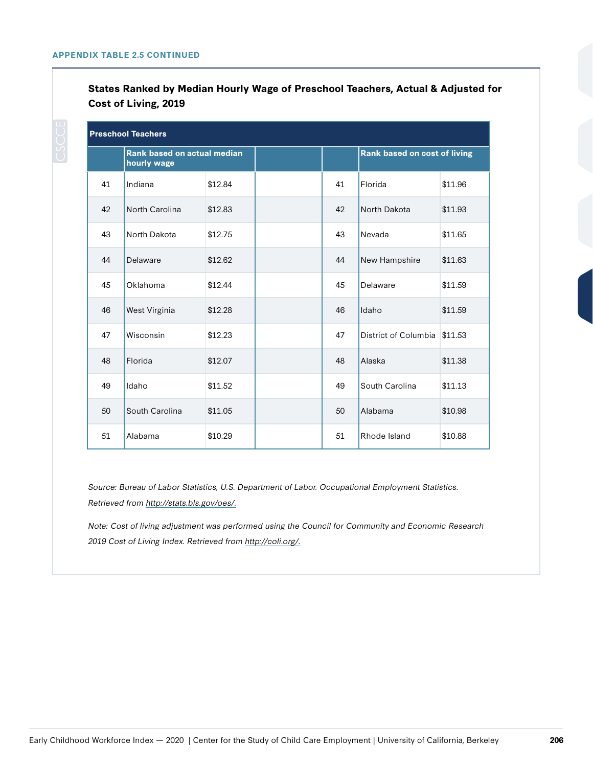**APPENDIX TABLE 2.5 CONTINUED**

### States Ranked by Median Hourly Wage of Preschool Teachers, Actual & Adjusted for Cost of Living, 2019

| Preschool Teachers | | | | | | |
|---|---|---|---|---|---|---|
| | Rank based on actual median hourly wage | | | | Rank based on cost of living | |
| 41 | Indiana | $12.84 | | 41 | Florida | $11.96 |
| 42 | North Carolina | $12.83 | | 42 | North Dakota | $11.93 |
| 43 | North Dakota | $12.75 | | 43 | Nevada | $11.65 |
| 44 | Delaware | $12.62 | | 44 | New Hampshire | $11.63 |
| 45 | Oklahoma | $12.44 | | 45 | Delaware | $11.59 |
| 46 | West Virginia | $12.28 | | 46 | Idaho | $11.59 |
| 47 | Wisconsin | $12.23 | | 47 | District of Columbia | $11.53 |
| 48 | Florida | $12.07 | | 48 | Alaska | $11.38 |
| 49 | Idaho | $11.52 | | 49 | South Carolina | $11.13 |
| 50 | South Carolina | $11.05 | | 50 | Alabama | $10.98 |
| 51 | Alabama | $10.29 | | 51 | Rhode Island | $10.88 |

*Source: Bureau of Labor Statistics, U.S. Department of Labor. Occupational Employment Statistics. Retrieved from http://stats.bls.gov/oes/.*

*Note: Cost of living adjustment was performed using the Council for Community and Economic Research 2019 Cost of Living Index. Retrieved from http://coli.org/.*